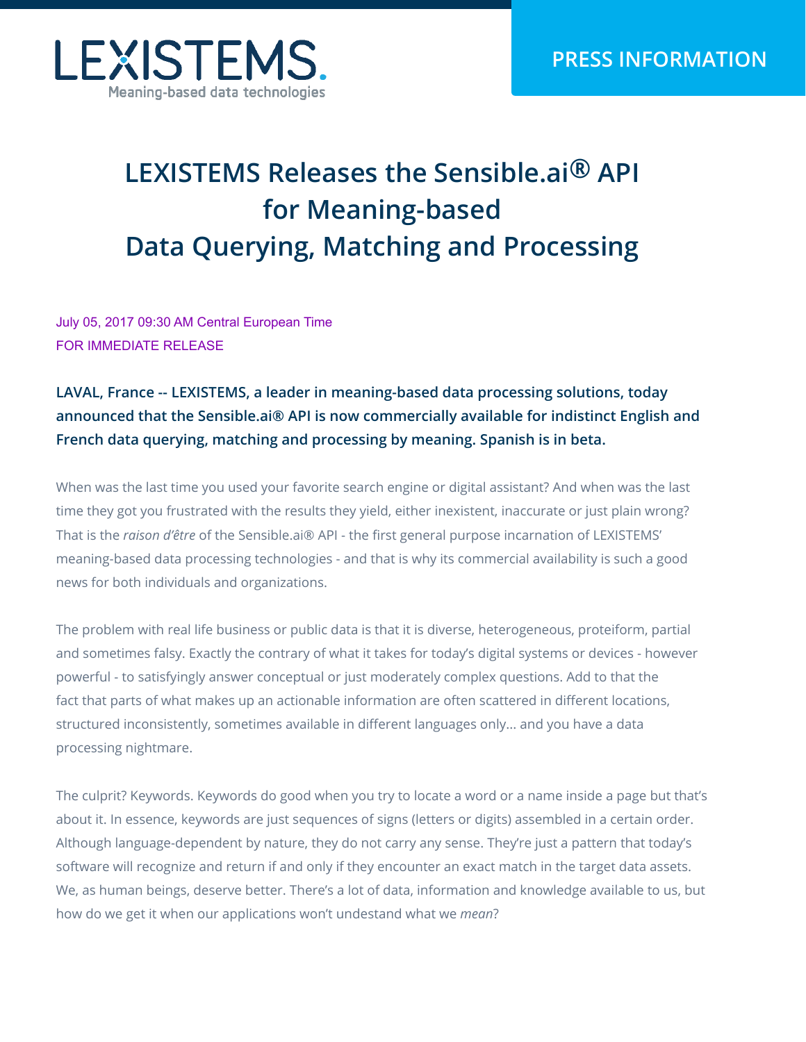LEXISTEMS
Meaning-based data technologies

**PRESS INFORMATION**

# LEXISTEMS Releases the Sensible.ai® API for Meaning-based Data Querying, Matching and Processing

July 05, 2017 09:30 AM Central European Time
FOR IMMEDIATE RELEASE

**LAVAL, France -- LEXISTEMS, a leader in meaning-based data processing solutions, today announced that the Sensible.ai® API is now commercially available for indistinct English and French data querying, matching and processing by meaning. Spanish is in beta.**

When was the last time you used your favorite search engine or digital assistant? And when was the last time they got you frustrated with the results they yield, either inexistent, inaccurate or just plain wrong? That is the *raison d'être* of the Sensible.ai® API - the first general purpose incarnation of LEXISTEMS' meaning-based data processing technologies - and that is why its commercial availability is such a good news for both individuals and organizations.

The problem with real life business or public data is that it is diverse, heterogeneous, proteiform, partial and sometimes falsy. Exactly the contrary of what it takes for today's digital systems or devices - however powerful - to satisfyingly answer conceptual or just moderately complex questions. Add to that the fact that parts of what makes up an actionable information are often scattered in different locations, structured inconsistently, sometimes available in different languages only... and you have a data processing nightmare.

The culprit? Keywords. Keywords do good when you try to locate a word or a name inside a page but that's about it. In essence, keywords are just sequences of signs (letters or digits) assembled in a certain order. Although language-dependent by nature, they do not carry any sense. They're just a pattern that today's software will recognize and return if and only if they encounter an exact match in the target data assets. We, as human beings, deserve better. There's a lot of data, information and knowledge available to us, but how do we get it when our applications won't undestand what we *mean*?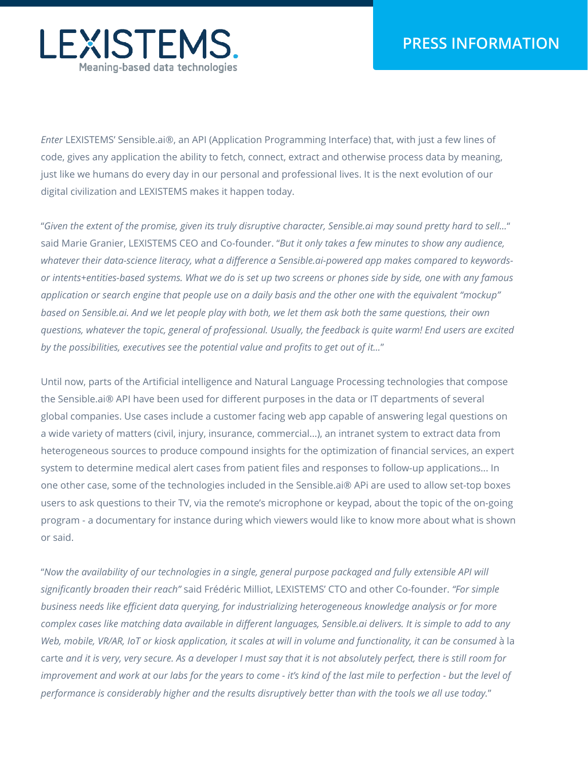*Enter* LEXISTEMS' Sensible.ai®, an API (Application Programming Interface) that, with just a few lines of code, gives any application the ability to fetch, connect, extract and otherwise process data by meaning, just like we humans do every day in our personal and professional lives. It is the next evolution of our digital civilization and LEXISTEMS makes it happen today.

"*Given the extent of the promise, given its truly disruptive character, Sensible.ai may sound pretty hard to sell…*" said Marie Granier, LEXISTEMS CEO and Co-founder. "*But it only takes a few minutes to show any audience, whatever their data-science literacy, what a difference a Sensible.ai-powered app makes compared to keywords- or intents+entities-based systems. What we do is set up two screens or phones side by side, one with any famous application or search engine that people use on a daily basis and the other one with the equivalent "mockup" based on Sensible.ai. And we let people play with both, we let them ask both the same questions, their own questions, whatever the topic, general of professional. Usually, the feedback is quite warm! End users are excited by the possibilities, executives see the potential value and profits to get out of it…*"

Until now, parts of the Artificial intelligence and Natural Language Processing technologies that compose the Sensible.ai® API have been used for different purposes in the data or IT departments of several global companies. Use cases include a customer facing web app capable of answering legal questions on a wide variety of matters (civil, injury, insurance, commercial…), an intranet system to extract data from heterogeneous sources to produce compound insights for the optimization of financial services, an expert system to determine medical alert cases from patient files and responses to follow-up applications… In one other case, some of the technologies included in the Sensible.ai® APi are used to allow set-top boxes users to ask questions to their TV, via the remote's microphone or keypad, about the topic of the on-going program - a documentary for instance during which viewers would like to know more about what is shown or said.

"*Now the availability of our technologies in a single, general purpose packaged and fully extensible API will significantly broaden their reach"* said Frédéric Milliot, LEXISTEMS' CTO and other Co-founder. *"For simple business needs like efficient data querying, for industrializing heterogeneous knowledge analysis or for more complex cases like matching data available in different languages, Sensible.ai delivers. It is simple to add to any Web, mobile, VR/AR, IoT or kiosk application, it scales at will in volume and functionality, it can be consumed* à la carte *and it is very, very secure. As a developer I must say that it is not absolutely perfect, there is still room for improvement and work at our labs for the years to come - it's kind of the last mile to perfection - but the level of performance is considerably higher and the results disruptively better than with the tools we all use today.*"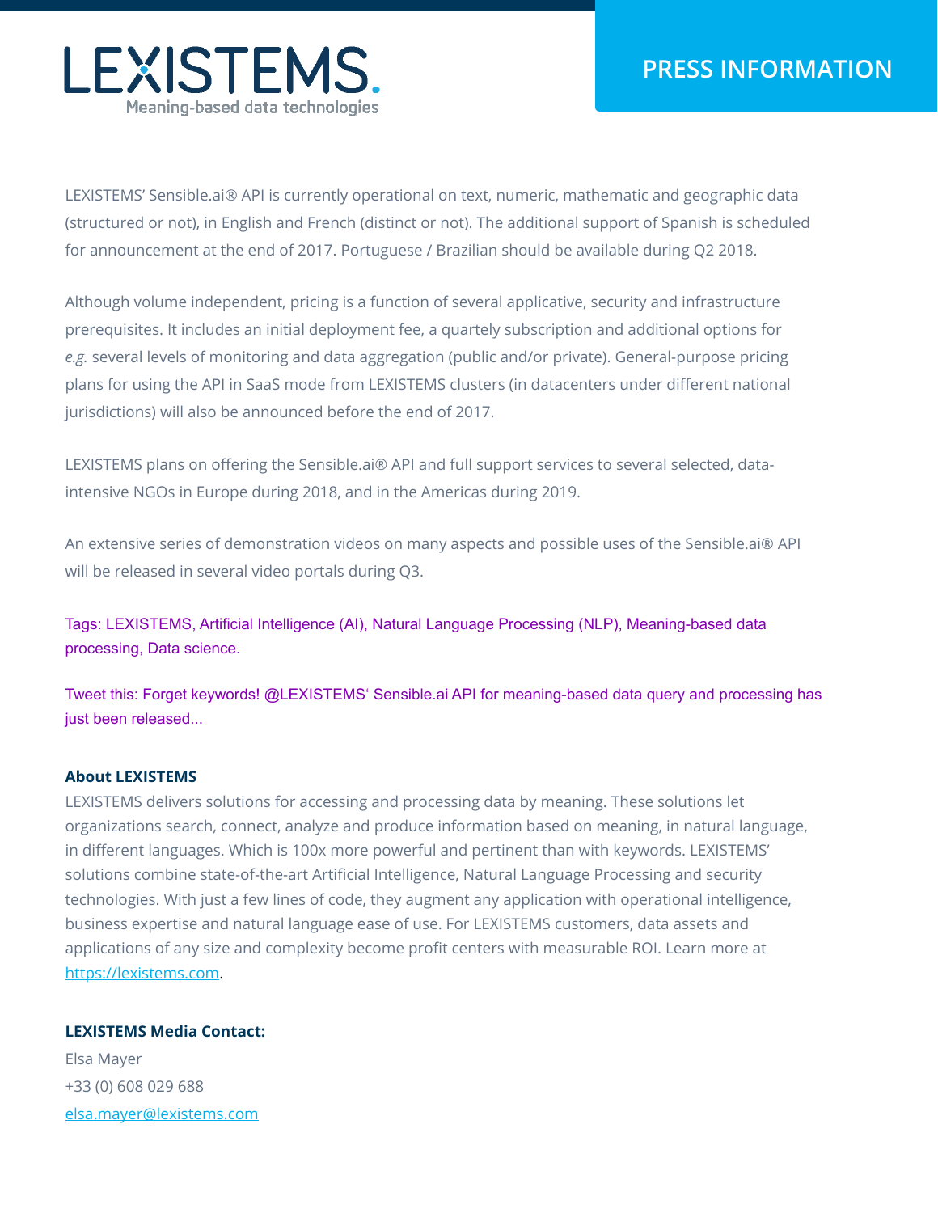LEXISTEMS' Sensible.ai® API is currently operational on text, numeric, mathematic and geographic data (structured or not), in English and French (distinct or not). The additional support of Spanish is scheduled for announcement at the end of 2017. Portuguese / Brazilian should be available during Q2 2018.

Although volume independent, pricing is a function of several applicative, security and infrastructure prerequisites. It includes an initial deployment fee, a quartely subscription and additional options for *e.g.* several levels of monitoring and data aggregation (public and/or private). General-purpose pricing plans for using the API in SaaS mode from LEXISTEMS clusters (in datacenters under different national jurisdictions) will also be announced before the end of 2017.

LEXISTEMS plans on offering the Sensible.ai® API and full support services to several selected, data-intensive NGOs in Europe during 2018, and in the Americas during 2019.

An extensive series of demonstration videos on many aspects and possible uses of the Sensible.ai® API will be released in several video portals during Q3.

Tags: LEXISTEMS, Artificial Intelligence (AI), Natural Language Processing (NLP), Meaning-based data processing, Data science.

Tweet this: Forget keywords! @LEXISTEMS' Sensible.ai API for meaning-based data query and processing has just been released...

**About LEXISTEMS**

LEXISTEMS delivers solutions for accessing and processing data by meaning. These solutions let organizations search, connect, analyze and produce information based on meaning, in natural language, in different languages. Which is 100x more powerful and pertinent than with keywords. LEXISTEMS' solutions combine state-of-the-art Artificial Intelligence, Natural Language Processing and security technologies. With just a few lines of code, they augment any application with operational intelligence, business expertise and natural language ease of use. For LEXISTEMS customers, data assets and applications of any size and complexity become profit centers with measurable ROI. Learn more at [https://lexistems.com](https://lexistems.com).

**LEXISTEMS Media Contact:**

Elsa Mayer
+33 (0) 608 029 688
[elsa.mayer@lexistems.com](mailto:elsa.mayer@lexistems.com)